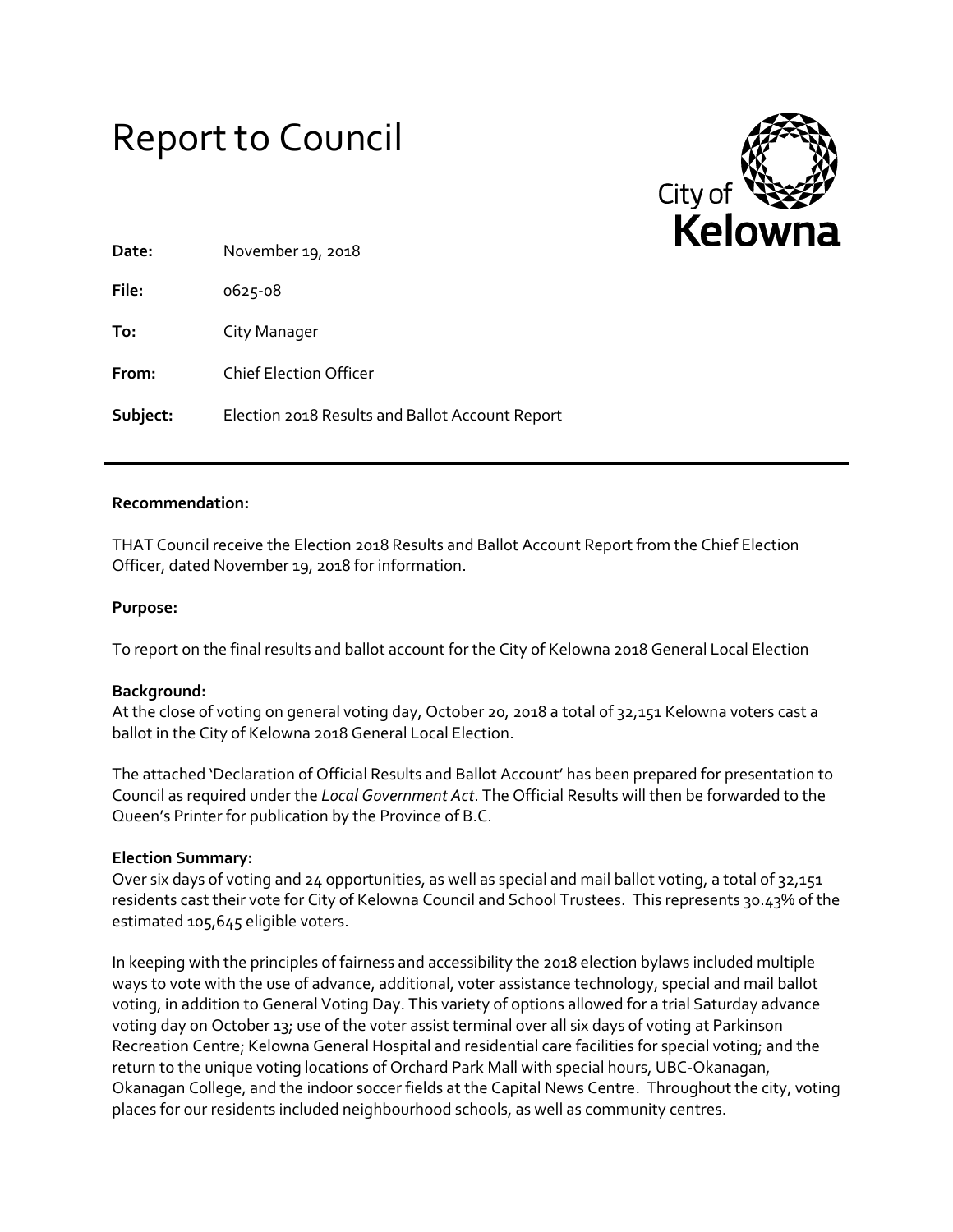# Report to Council

City of Kelowna

| | |
|---|---|
| **Date:** | November 19, 2018 |
| **File:** | 0625-08 |
| **To:** | City Manager |
| **From:** | Chief Election Officer |
| **Subject:** | Election 2018 Results and Ballot Account Report |

---

**Recommendation:**

THAT Council receive the Election 2018 Results and Ballot Account Report from the Chief Election Officer, dated November 19, 2018 for information.

**Purpose:**

To report on the final results and ballot account for the City of Kelowna 2018 General Local Election

**Background:**

At the close of voting on general voting day, October 20, 2018 a total of 32,151 Kelowna voters cast a ballot in the City of Kelowna 2018 General Local Election.

The attached 'Declaration of Official Results and Ballot Account' has been prepared for presentation to Council as required under the *Local Government Act*. The Official Results will then be forwarded to the Queen's Printer for publication by the Province of B.C.

**Election Summary:**

Over six days of voting and 24 opportunities, as well as special and mail ballot voting, a total of 32,151 residents cast their vote for City of Kelowna Council and School Trustees. This represents 30.43% of the estimated 105,645 eligible voters.

In keeping with the principles of fairness and accessibility the 2018 election bylaws included multiple ways to vote with the use of advance, additional, voter assistance technology, special and mail ballot voting, in addition to General Voting Day. This variety of options allowed for a trial Saturday advance voting day on October 13; use of the voter assist terminal over all six days of voting at Parkinson Recreation Centre; Kelowna General Hospital and residential care facilities for special voting; and the return to the unique voting locations of Orchard Park Mall with special hours, UBC-Okanagan, Okanagan College, and the indoor soccer fields at the Capital News Centre. Throughout the city, voting places for our residents included neighbourhood schools, as well as community centres.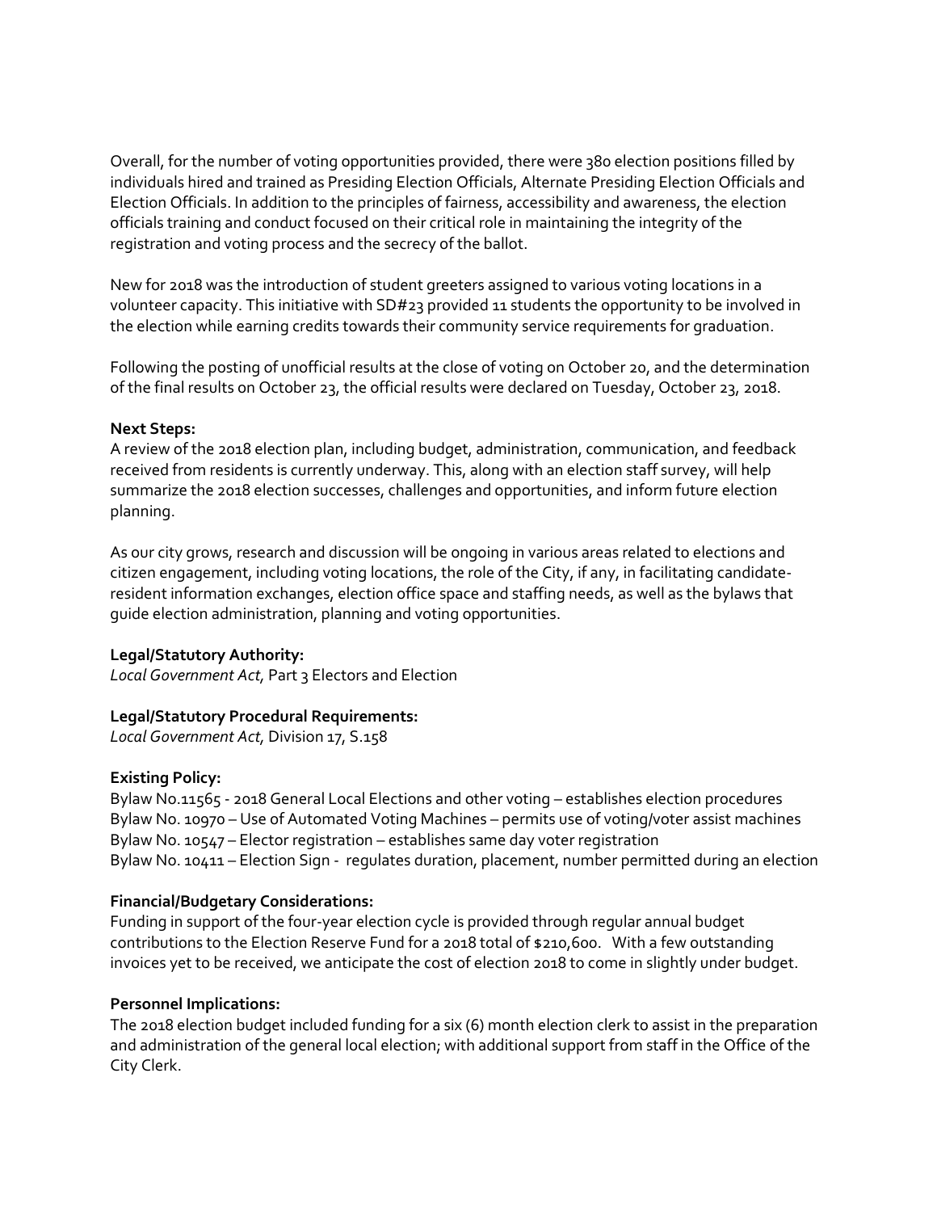Overall, for the number of voting opportunities provided, there were 380 election positions filled by individuals hired and trained as Presiding Election Officials, Alternate Presiding Election Officials and Election Officials. In addition to the principles of fairness, accessibility and awareness, the election officials training and conduct focused on their critical role in maintaining the integrity of the registration and voting process and the secrecy of the ballot.

New for 2018 was the introduction of student greeters assigned to various voting locations in a volunteer capacity. This initiative with SD#23 provided 11 students the opportunity to be involved in the election while earning credits towards their community service requirements for graduation.

Following the posting of unofficial results at the close of voting on October 20, and the determination of the final results on October 23, the official results were declared on Tuesday, October 23, 2018.

**Next Steps:**
A review of the 2018 election plan, including budget, administration, communication, and feedback received from residents is currently underway. This, along with an election staff survey, will help summarize the 2018 election successes, challenges and opportunities, and inform future election planning.

As our city grows, research and discussion will be ongoing in various areas related to elections and citizen engagement, including voting locations, the role of the City, if any, in facilitating candidate-resident information exchanges, election office space and staffing needs, as well as the bylaws that guide election administration, planning and voting opportunities.

**Legal/Statutory Authority:**
*Local Government Act,* Part 3 Electors and Election

**Legal/Statutory Procedural Requirements:**
*Local Government Act,* Division 17, S.158

**Existing Policy:**
Bylaw No.11565 - 2018 General Local Elections and other voting – establishes election procedures
Bylaw No. 10970 – Use of Automated Voting Machines – permits use of voting/voter assist machines
Bylaw No. 10547 – Elector registration – establishes same day voter registration
Bylaw No. 10411 – Election Sign - regulates duration, placement, number permitted during an election

**Financial/Budgetary Considerations:**
Funding in support of the four-year election cycle is provided through regular annual budget contributions to the Election Reserve Fund for a 2018 total of $210,600. With a few outstanding invoices yet to be received, we anticipate the cost of election 2018 to come in slightly under budget.

**Personnel Implications:**
The 2018 election budget included funding for a six (6) month election clerk to assist in the preparation and administration of the general local election; with additional support from staff in the Office of the City Clerk.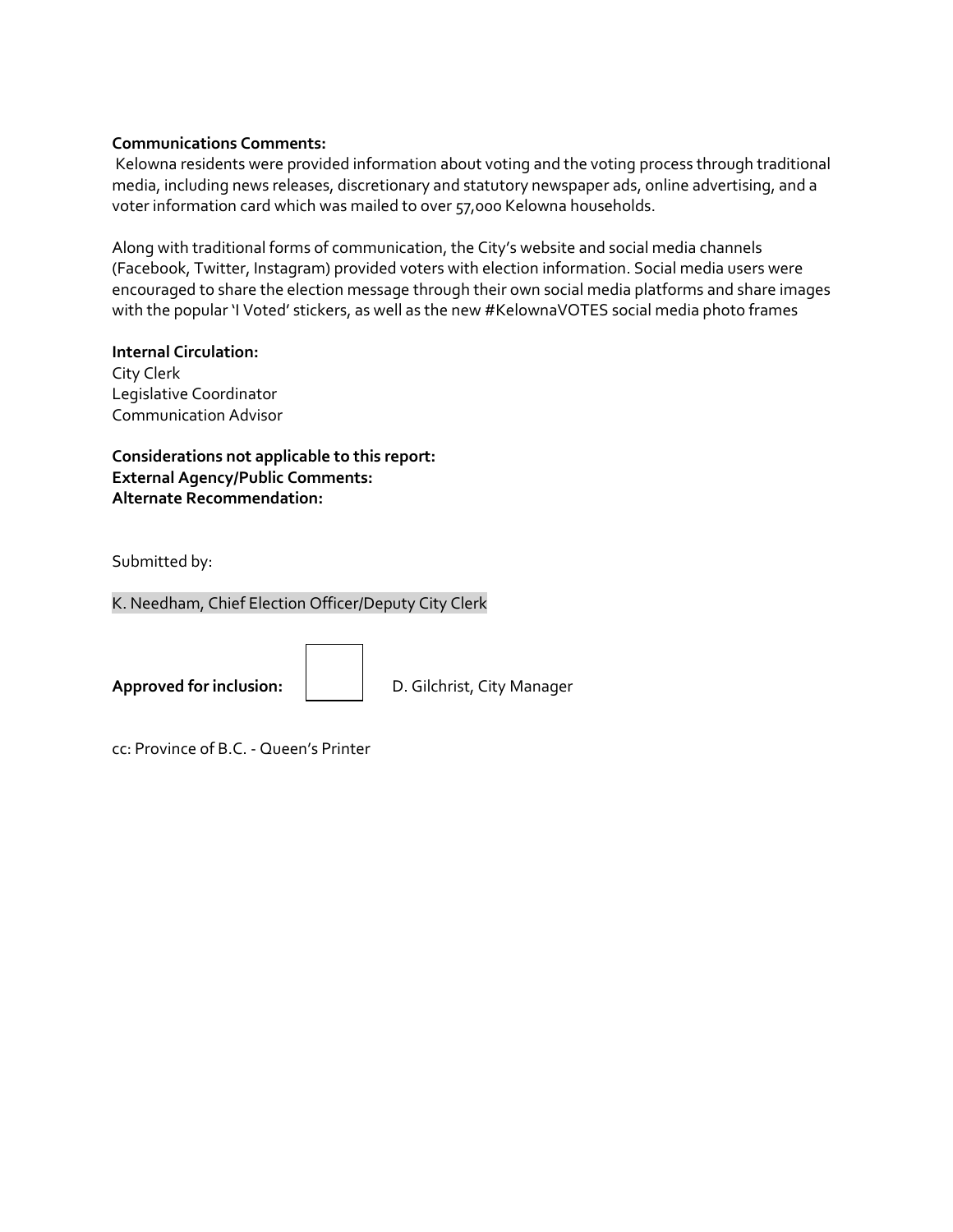**Communications Comments:**

Kelowna residents were provided information about voting and the voting process through traditional media, including news releases, discretionary and statutory newspaper ads, online advertising, and a voter information card which was mailed to over 57,000 Kelowna households.

Along with traditional forms of communication, the City's website and social media channels (Facebook, Twitter, Instagram) provided voters with election information. Social media users were encouraged to share the election message through their own social media platforms and share images with the popular 'I Voted' stickers, as well as the new #KelownaVOTES social media photo frames

**Internal Circulation:**

City Clerk
Legislative Coordinator
Communication Advisor

**Considerations not applicable to this report:**
**External Agency/Public Comments:**
**Alternate Recommendation:**

Submitted by:

K. Needham, Chief Election Officer/Deputy City Clerk

**Approved for inclusion:** D. Gilchrist, City Manager

cc: Province of B.C. - Queen's Printer